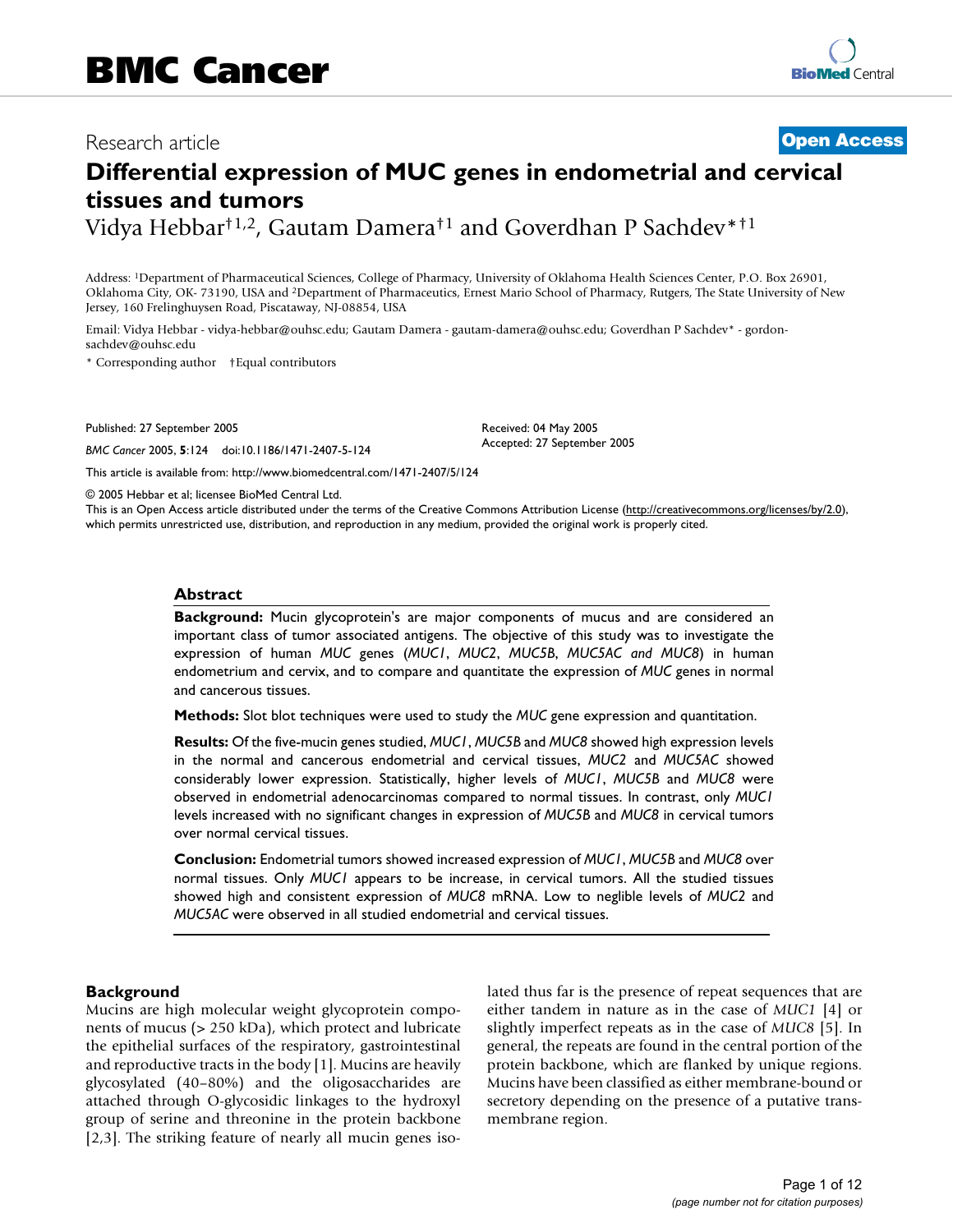Research article

**Open Access**

# Differential expression of MUC genes in endometrial and cervical tissues and tumors

Vidya Hebbar[†1,2], Gautam Damera[†1] and Goverdhan P Sachdev*[†1]

Address: [1]Department of Pharmaceutical Sciences, College of Pharmacy, University of Oklahoma Health Sciences Center, P.O. Box 26901, Oklahoma City, OK- 73190, USA and [2]Department of Pharmaceutics, Ernest Mario School of Pharmacy, Rutgers, The State University of New Jersey, 160 Frelinghuysen Road, Piscataway, NJ-08854, USA

Email: Vidya Hebbar - vidya-hebbar@ouhsc.edu; Gautam Damera - gautam-damera@ouhsc.edu; Goverdhan P Sachdev* - gordon-sachdev@ouhsc.edu

* Corresponding author †Equal contributors

Published: 27 September 2005

*BMC Cancer* 2005, **5**:124 doi:10.1186/1471-2407-5-124

Received: 04 May 2005
Accepted: 27 September 2005

This article is available from: http://www.biomedcentral.com/1471-2407/5/124

© 2005 Hebbar et al; licensee BioMed Central Ltd.
This is an Open Access article distributed under the terms of the Creative Commons Attribution License (http://creativecommons.org/licenses/by/2.0), which permits unrestricted use, distribution, and reproduction in any medium, provided the original work is properly cited.

## Abstract

**Background:** Mucin glycoprotein's are major components of mucus and are considered an important class of tumor associated antigens. The objective of this study was to investigate the expression of human *MUC* genes (*MUC1*, *MUC2*, *MUC5B*, *MUC5AC and MUC8*) in human endometrium and cervix, and to compare and quantitate the expression of *MUC* genes in normal and cancerous tissues.

**Methods:** Slot blot techniques were used to study the *MUC* gene expression and quantitation.

**Results:** Of the five-mucin genes studied, *MUC1*, *MUC5B* and *MUC8* showed high expression levels in the normal and cancerous endometrial and cervical tissues, *MUC2* and *MUC5AC* showed considerably lower expression. Statistically, higher levels of *MUC1*, *MUC5B* and *MUC8* were observed in endometrial adenocarcinomas compared to normal tissues. In contrast, only *MUC1* levels increased with no significant changes in expression of *MUC5B* and *MUC8* in cervical tumors over normal cervical tissues.

**Conclusion:** Endometrial tumors showed increased expression of *MUC1*, *MUC5B* and *MUC8* over normal tissues. Only *MUC1* appears to be increase, in cervical tumors. All the studied tissues showed high and consistent expression of *MUC8* mRNA. Low to neglible levels of *MUC2* and *MUC5AC* were observed in all studied endometrial and cervical tissues.

## Background

Mucins are high molecular weight glycoprotein components of mucus (> 250 kDa), which protect and lubricate the epithelial surfaces of the respiratory, gastrointestinal and reproductive tracts in the body [1]. Mucins are heavily glycosylated (40–80%) and the oligosaccharides are attached through O-glycosidic linkages to the hydroxyl group of serine and threonine in the protein backbone [2,3]. The striking feature of nearly all mucin genes isolated thus far is the presence of repeat sequences that are either tandem in nature as in the case of *MUC1* [4] or slightly imperfect repeats as in the case of *MUC8* [5]. In general, the repeats are found in the central portion of the protein backbone, which are flanked by unique regions. Mucins have been classified as either membrane-bound or secretory depending on the presence of a putative transmembrane region.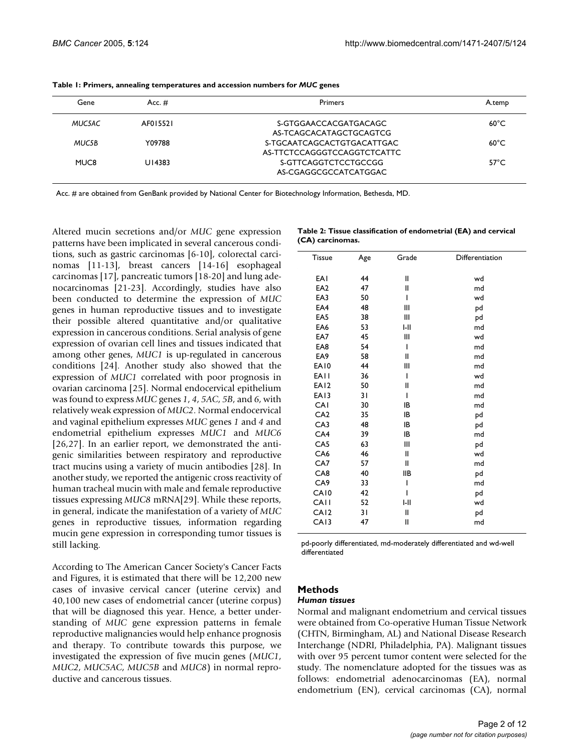**Table 1: Primers, annealing temperatures and accession numbers for *MUC* genes**

| Gene | Acc. # | Primers | A.temp |
|---|---|---|---|
| *MUC5AC* | AF015521 | S-GTGGAACCACGATGACAGC<br>AS-TCAGCACATAGCTGCAGTCG | 60°C |
| *MUC5B* | Y09788 | S-TGCAATCAGCACTGTGACATTGAC<br>AS-TTCTCCAGGGTCCAGGTCTCATTC | 60°C |
| MUC8 | U14383 | S-GTTCAGGTCTCCTGCCGG<br>AS-CGAGGCGCCATCATGGAC | 57°C |

Acc. # are obtained from GenBank provided by National Center for Biotechnology Information, Bethesda, MD.

Altered mucin secretions and/or *MUC* gene expression patterns have been implicated in several cancerous conditions, such as gastric carcinomas [6-10], colorectal carcinomas [11-13], breast cancers [14-16] esophageal carcinomas [17], pancreatic tumors [18-20] and lung adenocarcinomas [21-23]. Accordingly, studies have also been conducted to determine the expression of *MUC* genes in human reproductive tissues and to investigate their possible altered quantitative and/or qualitative expression in cancerous conditions. Serial analysis of gene expression of ovarian cell lines and tissues indicated that among other genes, *MUC1* is up-regulated in cancerous conditions [24]. Another study also showed that the expression of *MUC1* correlated with poor prognosis in ovarian carcinoma [25]. Normal endocervical epithelium was found to express *MUC* genes *1*, *4*, *5AC*, *5B*, and *6*, with relatively weak expression of *MUC2*. Normal endocervical and vaginal epithelium expresses *MUC* genes *1* and *4* and endometrial epithelium expresses *MUC1* and *MUC6* [26,27]. In an earlier report, we demonstrated the antigenic similarities between respiratory and reproductive tract mucins using a variety of mucin antibodies [28]. In another study, we reported the antigenic cross reactivity of human tracheal mucin with male and female reproductive tissues expressing *MUC8* mRNA[29]. While these reports, in general, indicate the manifestation of a variety of *MUC* genes in reproductive tissues, information regarding mucin gene expression in corresponding tumor tissues is still lacking.

According to The American Cancer Society's Cancer Facts and Figures, it is estimated that there will be 12,200 new cases of invasive cervical cancer (uterine cervix) and 40,100 new cases of endometrial cancer (uterine corpus) that will be diagnosed this year. Hence, a better understanding of *MUC* gene expression patterns in female reproductive malignancies would help enhance prognosis and therapy. To contribute towards this purpose, we investigated the expression of five mucin genes (*MUC1*, *MUC2*, *MUC5AC*, *MUC5B* and *MUC8*) in normal reproductive and cancerous tissues.

**Table 2: Tissue classification of endometrial (EA) and cervical (CA) carcinomas.**

| Tissue | Age | Grade | Differentiation |
|---|---|---|---|
| EA1 | 44 | II | wd |
| EA2 | 47 | II | md |
| EA3 | 50 | I | wd |
| EA4 | 48 | III | pd |
| EA5 | 38 | III | pd |
| EA6 | 53 | I-II | md |
| EA7 | 45 | III | wd |
| EA8 | 54 | I | md |
| EA9 | 58 | II | md |
| EA10 | 44 | III | md |
| EA11 | 36 | I | wd |
| EA12 | 50 | II | md |
| EA13 | 31 | I | md |
| CA1 | 30 | IB | md |
| CA2 | 35 | IB | pd |
| CA3 | 48 | IB | pd |
| CA4 | 39 | IB | md |
| CA5 | 63 | III | pd |
| CA6 | 46 | II | wd |
| CA7 | 57 | II | md |
| CA8 | 40 | IIB | pd |
| CA9 | 33 | I | md |
| CA10 | 42 | I | pd |
| CA11 | 52 | I-II | wd |
| CA12 | 31 | II | pd |
| CA13 | 47 | II | md |

pd-poorly differentiated, md-moderately differentiated and wd-well differentiated

## Methods

### *Human tissues*

Normal and malignant endometrium and cervical tissues were obtained from Co-operative Human Tissue Network (CHTN, Birmingham, AL) and National Disease Research Interchange (NDRI, Philadelphia, PA). Malignant tissues with over 95 percent tumor content were selected for the study. The nomenclature adopted for the tissues was as follows: endometrial adenocarcinomas (EA), normal endometrium (EN), cervical carcinomas (CA), normal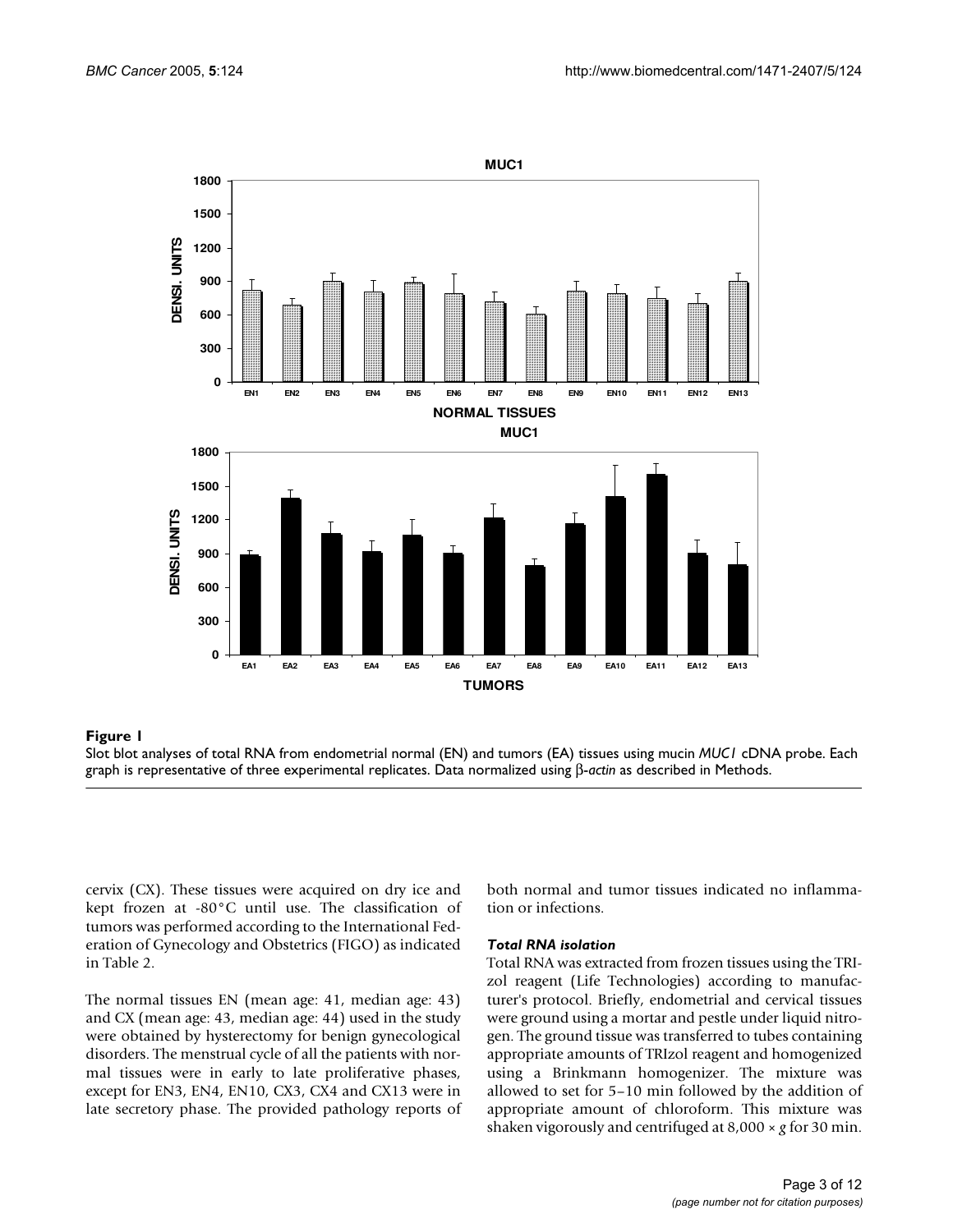**Figure 1**

Slot blot analyses of total RNA from endometrial normal (EN) and tumors (EA) tissues using mucin *MUC1* cDNA probe. Each graph is representative of three experimental replicates. Data normalized using β-*actin* as described in Methods.

cervix (CX). These tissues were acquired on dry ice and kept frozen at -80°C until use. The classification of tumors was performed according to the International Federation of Gynecology and Obstetrics (FIGO) as indicated in Table 2.

The normal tissues EN (mean age: 41, median age: 43) and CX (mean age: 43, median age: 44) used in the study were obtained by hysterectomy for benign gynecological disorders. The menstrual cycle of all the patients with normal tissues were in early to late proliferative phases, except for EN3, EN4, EN10, CX3, CX4 and CX13 were in late secretory phase. The provided pathology reports of both normal and tumor tissues indicated no inflammation or infections.

### *Total RNA isolation*

Total RNA was extracted from frozen tissues using the TRIzol reagent (Life Technologies) according to manufacturer's protocol. Briefly, endometrial and cervical tissues were ground using a mortar and pestle under liquid nitrogen. The ground tissue was transferred to tubes containing appropriate amounts of TRIzol reagent and homogenized using a Brinkmann homogenizer. The mixture was allowed to set for 5–10 min followed by the addition of appropriate amount of chloroform. This mixture was shaken vigorously and centrifuged at 8,000 × *g* for 30 min.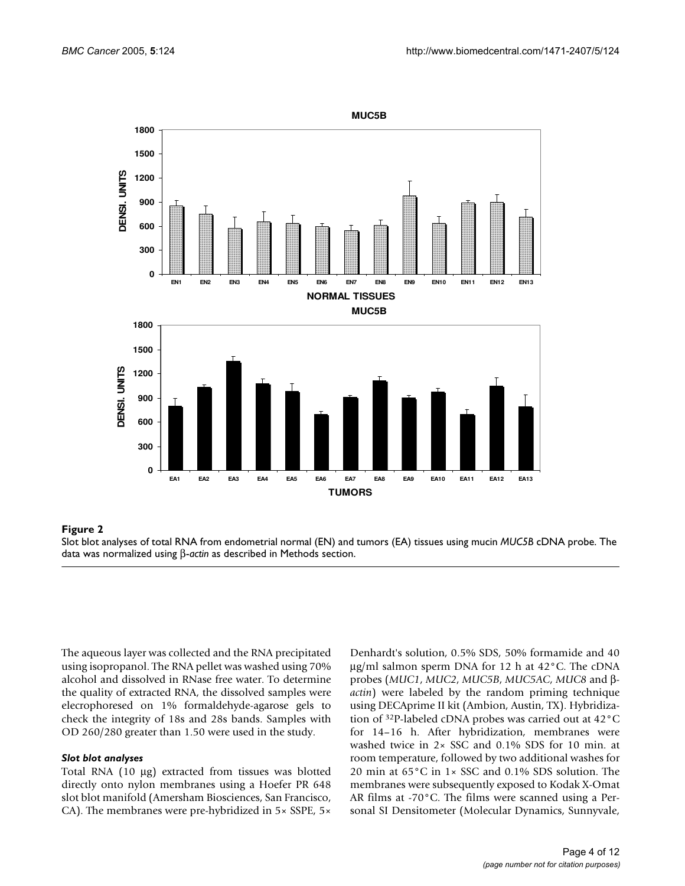**Figure 2**

Slot blot analyses of total RNA from endometrial normal (EN) and tumors (EA) tissues using mucin *MUC5B* cDNA probe. The data was normalized using β-*actin* as described in Methods section.

The aqueous layer was collected and the RNA precipitated using isopropanol. The RNA pellet was washed using 70% alcohol and dissolved in RNase free water. To determine the quality of extracted RNA, the dissolved samples were elecrophoresed on 1% formaldehyde-agarose gels to check the integrity of 18s and 28s bands. Samples with OD 260/280 greater than 1.50 were used in the study.

### *Slot blot analyses*

Total RNA (10 μg) extracted from tissues was blotted directly onto nylon membranes using a Hoefer PR 648 slot blot manifold (Amersham Biosciences, San Francisco, CA). The membranes were pre-hybridized in 5× SSPE, 5× Denhardt's solution, 0.5% SDS, 50% formamide and 40 μg/ml salmon sperm DNA for 12 h at 42°C. The cDNA probes (*MUC1*, *MUC2*, *MUC5B*, *MUC5AC*, *MUC8* and β-*actin*) were labeled by the random priming technique using DECAprime II kit (Ambion, Austin, TX). Hybridization of $^{32}$P-labeled cDNA probes was carried out at 42°C for 14–16 h. After hybridization, membranes were washed twice in 2× SSC and 0.1% SDS for 10 min. at room temperature, followed by two additional washes for 20 min at 65°C in 1× SSC and 0.1% SDS solution. The membranes were subsequently exposed to Kodak X-Omat AR films at -70°C. The films were scanned using a Personal SI Densitometer (Molecular Dynamics, Sunnyvale,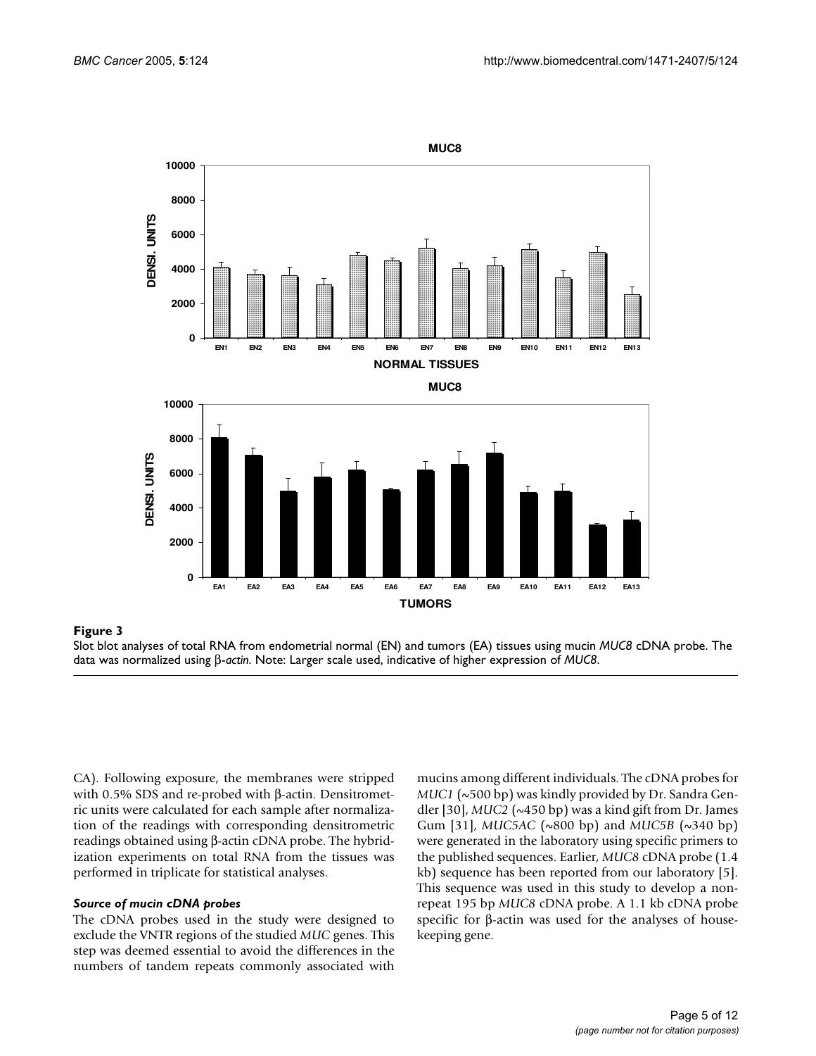**Figure 3**

Slot blot analyses of total RNA from endometrial normal (EN) and tumors (EA) tissues using mucin *MUC8* cDNA probe. The data was normalized using β-*actin*. Note: Larger scale used, indicative of higher expression of *MUC8*.

CA). Following exposure, the membranes were stripped with 0.5% SDS and re-probed with β-actin. Densitrometric units were calculated for each sample after normalization of the readings with corresponding densitrometric readings obtained using β-actin cDNA probe. The hybridization experiments on total RNA from the tissues was performed in triplicate for statistical analyses.

### *Source of mucin cDNA probes*

The cDNA probes used in the study were designed to exclude the VNTR regions of the studied *MUC* genes. This step was deemed essential to avoid the differences in the numbers of tandem repeats commonly associated with mucins among different individuals. The cDNA probes for *MUC1* (~500 bp) was kindly provided by Dr. Sandra Gendler [30], *MUC2* (~450 bp) was a kind gift from Dr. James Gum [31], *MUC5AC* (~800 bp) and *MUC5B* (~340 bp) were generated in the laboratory using specific primers to the published sequences. Earlier, *MUC8* cDNA probe (1.4 kb) sequence has been reported from our laboratory [5]. This sequence was used in this study to develop a non-repeat 195 bp *MUC8* cDNA probe. A 1.1 kb cDNA probe specific for β-actin was used for the analyses of housekeeping gene.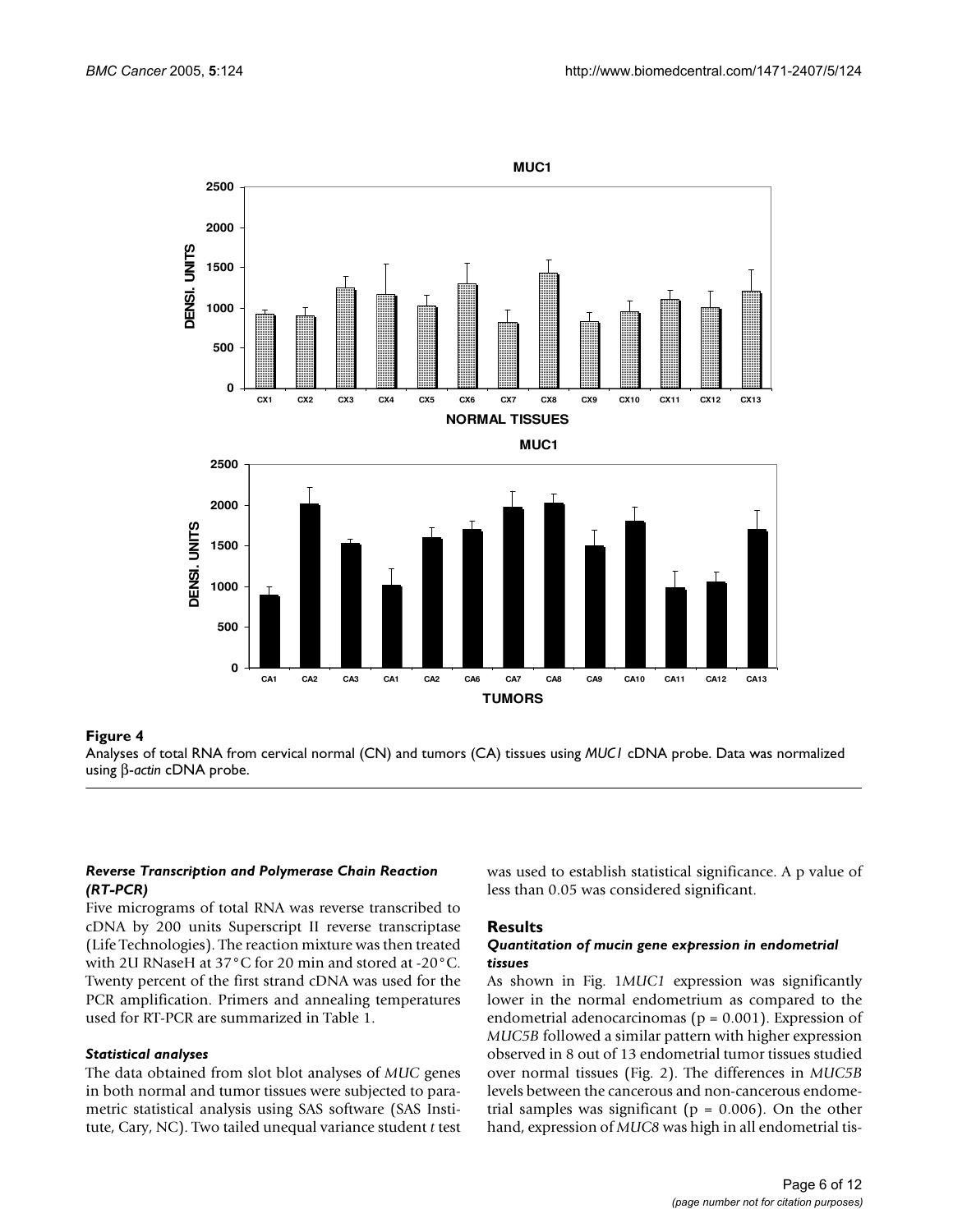**Figure 4**
Analyses of total RNA from cervical normal (CN) and tumors (CA) tissues using *MUC1* cDNA probe. Data was normalized using β-*actin* cDNA probe.

### *Reverse Transcription and Polymerase Chain Reaction (RT-PCR)*

Five micrograms of total RNA was reverse transcribed to cDNA by 200 units Superscript II reverse transcriptase (Life Technologies). The reaction mixture was then treated with 2U RNaseH at 37°C for 20 min and stored at -20°C. Twenty percent of the first strand cDNA was used for the PCR amplification. Primers and annealing temperatures used for RT-PCR are summarized in Table 1.

### *Statistical analyses*

The data obtained from slot blot analyses of *MUC* genes in both normal and tumor tissues were subjected to parametric statistical analysis using SAS software (SAS Institute, Cary, NC). Two tailed unequal variance student *t* test was used to establish statistical significance. A p value of less than 0.05 was considered significant.

## Results

### *Quantitation of mucin gene expression in endometrial tissues*

As shown in Fig. 1*MUC1* expression was significantly lower in the normal endometrium as compared to the endometrial adenocarcinomas ($p = 0.001$). Expression of *MUC5B* followed a similar pattern with higher expression observed in 8 out of 13 endometrial tumor tissues studied over normal tissues (Fig. 2). The differences in *MUC5B* levels between the cancerous and non-cancerous endometrial samples was significant ($p = 0.006$). On the other hand, expression of *MUC8* was high in all endometrial tis-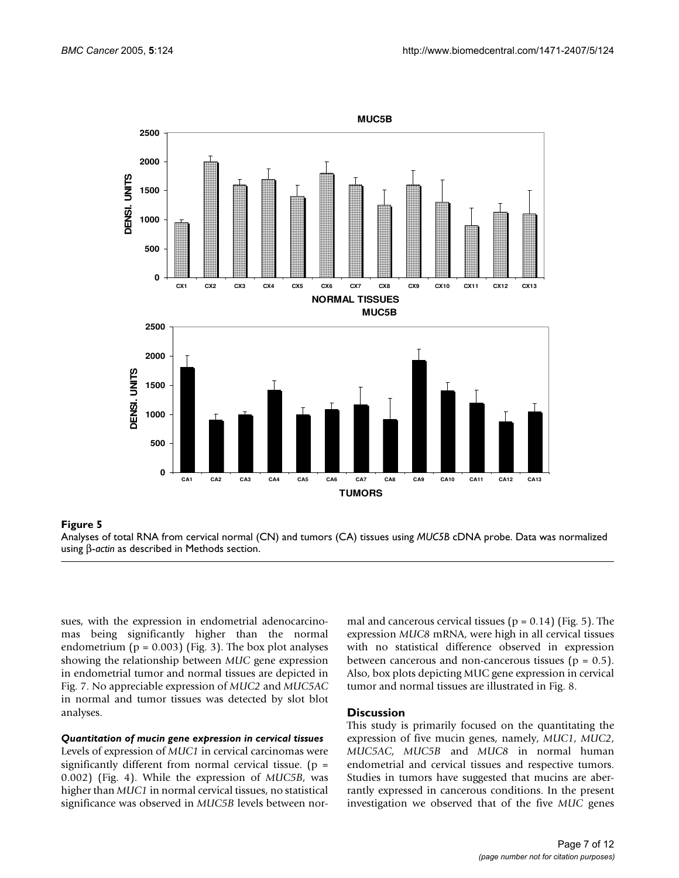**Figure 5**

Analyses of total RNA from cervical normal (CN) and tumors (CA) tissues using *MUC5B* cDNA probe. Data was normalized using β-*actin* as described in Methods section.

sues, with the expression in endometrial adenocarcinomas being significantly higher than the normal endometrium ($p = 0.003$) (Fig. 3). The box plot analyses showing the relationship between *MUC* gene expression in endometrial tumor and normal tissues are depicted in Fig. 7. No appreciable expression of *MUC2* and *MUC5AC* in normal and tumor tissues was detected by slot blot analyses.

### *Quantitation of mucin gene expression in cervical tissues*

Levels of expression of *MUC1* in cervical carcinomas were significantly different from normal cervical tissue. ($p = 0.002$) (Fig. 4). While the expression of *MUC5B*, was higher than *MUC1* in normal cervical tissues, no statistical significance was observed in *MUC5B* levels between normal and cancerous cervical tissues ($p = 0.14$) (Fig. 5). The expression *MUC8* mRNA, were high in all cervical tissues with no statistical difference observed in expression between cancerous and non-cancerous tissues ($p = 0.5$). Also, box plots depicting MUC gene expression in cervical tumor and normal tissues are illustrated in Fig. 8.

## Discussion

This study is primarily focused on the quantitating the expression of five mucin genes, namely, *MUC1*, *MUC2*, *MUC5AC*, *MUC5B* and *MUC8* in normal human endometrial and cervical tissues and respective tumors. Studies in tumors have suggested that mucins are aberrantly expressed in cancerous conditions. In the present investigation we observed that of the five *MUC* genes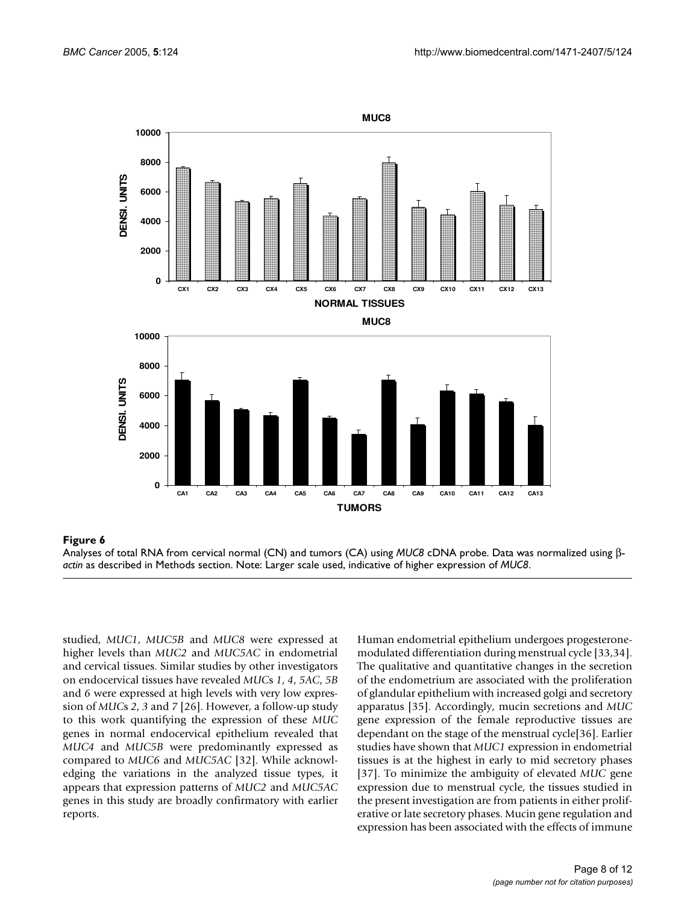**Figure 6**

Analyses of total RNA from cervical normal (CN) and tumors (CA) using *MUC8* cDNA probe. Data was normalized using β-*actin* as described in Methods section. Note: Larger scale used, indicative of higher expression of *MUC8*.

studied, *MUC1*, *MUC5B* and *MUC8* were expressed at higher levels than *MUC2* and *MUC5AC* in endometrial and cervical tissues. Similar studies by other investigators on endocervical tissues have revealed *MUC*s *1*, *4*, *5AC*, *5B* and *6* were expressed at high levels with very low expression of *MUC*s *2*, *3* and *7* [26]. However, a follow-up study to this work quantifying the expression of these *MUC* genes in normal endocervical epithelium revealed that *MUC4* and *MUC5B* were predominantly expressed as compared to *MUC6* and *MUC5AC* [32]. While acknowledging the variations in the analyzed tissue types, it appears that expression patterns of *MUC2* and *MUC5AC* genes in this study are broadly confirmatory with earlier reports.

Human endometrial epithelium undergoes progesterone-modulated differentiation during menstrual cycle [33,34]. The qualitative and quantitative changes in the secretion of the endometrium are associated with the proliferation of glandular epithelium with increased golgi and secretory apparatus [35]. Accordingly, mucin secretions and *MUC* gene expression of the female reproductive tissues are dependant on the stage of the menstrual cycle[36]. Earlier studies have shown that *MUC1* expression in endometrial tissues is at the highest in early to mid secretory phases [37]. To minimize the ambiguity of elevated *MUC* gene expression due to menstrual cycle, the tissues studied in the present investigation are from patients in either proliferative or late secretory phases. Mucin gene regulation and expression has been associated with the effects of immune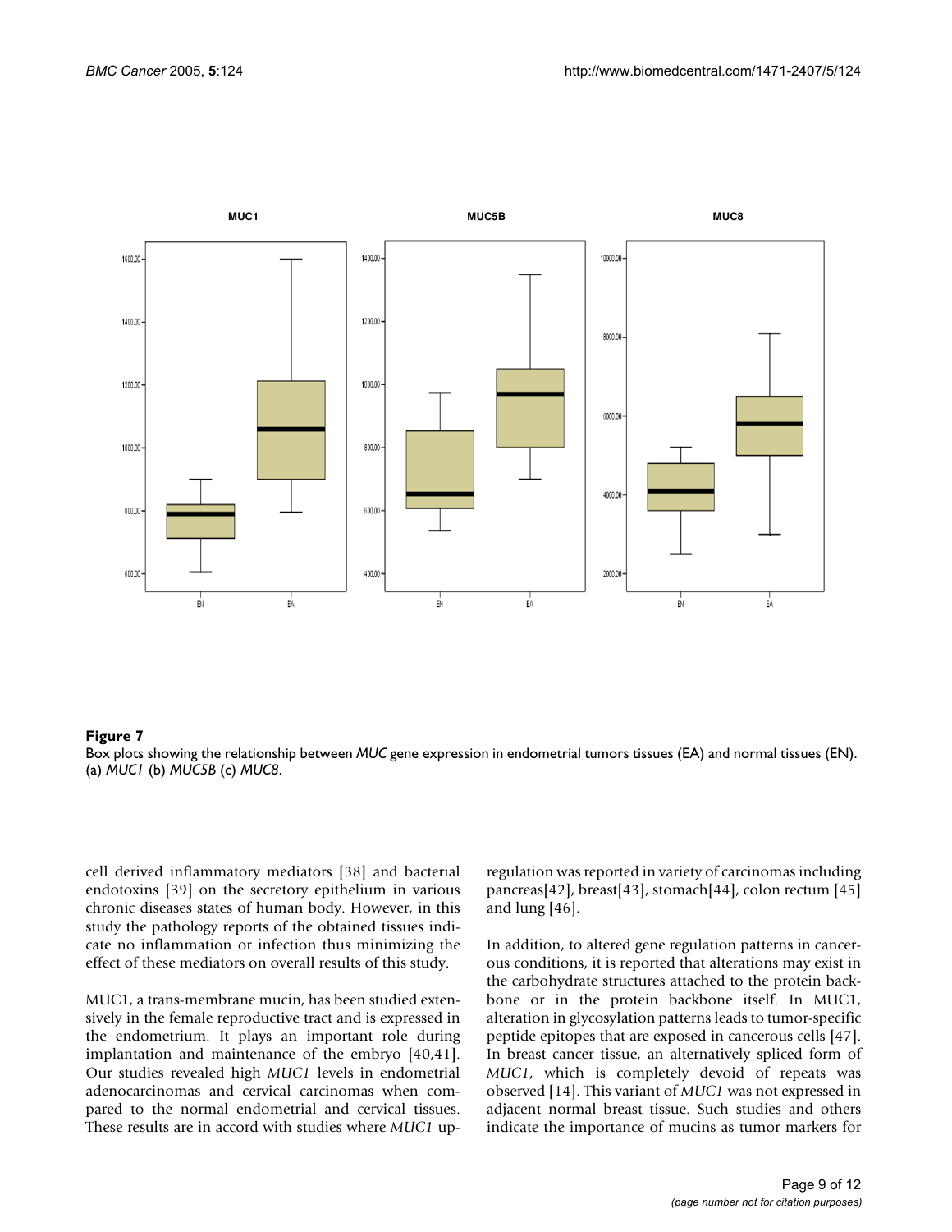**Figure 7**

Box plots showing the relationship between *MUC* gene expression in endometrial tumors tissues (EA) and normal tissues (EN). (a) *MUC1* (b) *MUC5B* (c) *MUC8*.

cell derived inflammatory mediators [38] and bacterial endotoxins [39] on the secretory epithelium in various chronic diseases states of human body. However, in this study the pathology reports of the obtained tissues indicate no inflammation or infection thus minimizing the effect of these mediators on overall results of this study.

MUC1, a trans-membrane mucin, has been studied extensively in the female reproductive tract and is expressed in the endometrium. It plays an important role during implantation and maintenance of the embryo [40,41]. Our studies revealed high *MUC1* levels in endometrial adenocarcinomas and cervical carcinomas when compared to the normal endometrial and cervical tissues. These results are in accord with studies where *MUC1* upregulation was reported in variety of carcinomas including pancreas[42], breast[43], stomach[44], colon rectum [45] and lung [46].

In addition, to altered gene regulation patterns in cancerous conditions, it is reported that alterations may exist in the carbohydrate structures attached to the protein backbone or in the protein backbone itself. In MUC1, alteration in glycosylation patterns leads to tumor-specific peptide epitopes that are exposed in cancerous cells [47]. In breast cancer tissue, an alternatively spliced form of *MUC1*, which is completely devoid of repeats was observed [14]. This variant of *MUC1* was not expressed in adjacent normal breast tissue. Such studies and others indicate the importance of mucins as tumor markers for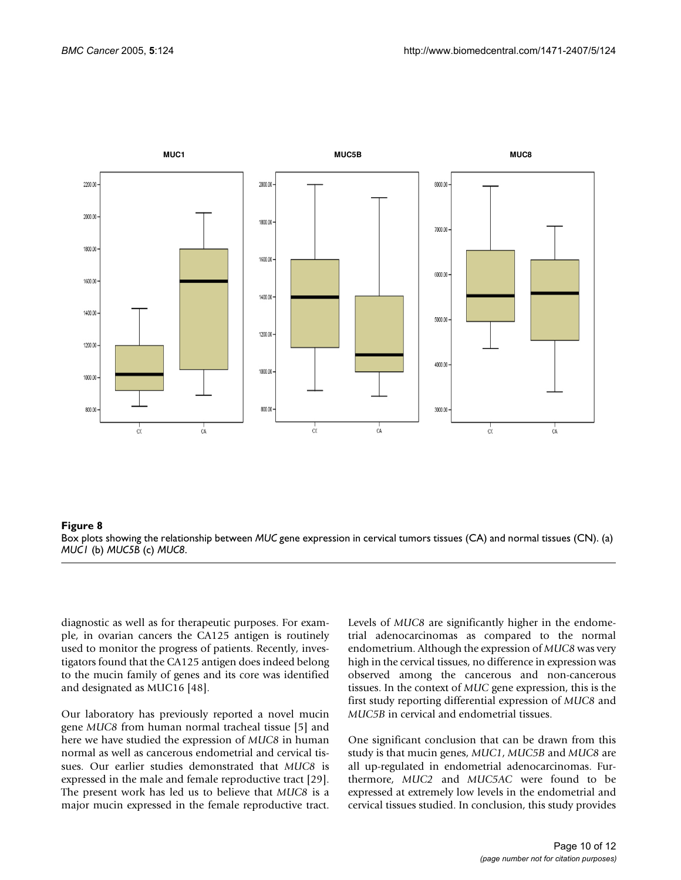**Figure 8**

Box plots showing the relationship between *MUC* gene expression in cervical tumors tissues (CA) and normal tissues (CN). (a) *MUC1* (b) *MUC5B* (c) *MUC8*.

diagnostic as well as for therapeutic purposes. For example, in ovarian cancers the CA125 antigen is routinely used to monitor the progress of patients. Recently, investigators found that the CA125 antigen does indeed belong to the mucin family of genes and its core was identified and designated as MUC16 [48].

Our laboratory has previously reported a novel mucin gene *MUC8* from human normal tracheal tissue [5] and here we have studied the expression of *MUC8* in human normal as well as cancerous endometrial and cervical tissues. Our earlier studies demonstrated that *MUC8* is expressed in the male and female reproductive tract [29]. The present work has led us to believe that *MUC8* is a major mucin expressed in the female reproductive tract. Levels of *MUC8* are significantly higher in the endometrial adenocarcinomas as compared to the normal endometrium. Although the expression of *MUC8* was very high in the cervical tissues, no difference in expression was observed among the cancerous and non-cancerous tissues. In the context of *MUC* gene expression, this is the first study reporting differential expression of *MUC8* and *MUC5B* in cervical and endometrial tissues.

One significant conclusion that can be drawn from this study is that mucin genes, *MUC1*, *MUC5B* and *MUC8* are all up-regulated in endometrial adenocarcinomas. Furthermore, *MUC2* and *MUC5AC* were found to be expressed at extremely low levels in the endometrial and cervical tissues studied. In conclusion, this study provides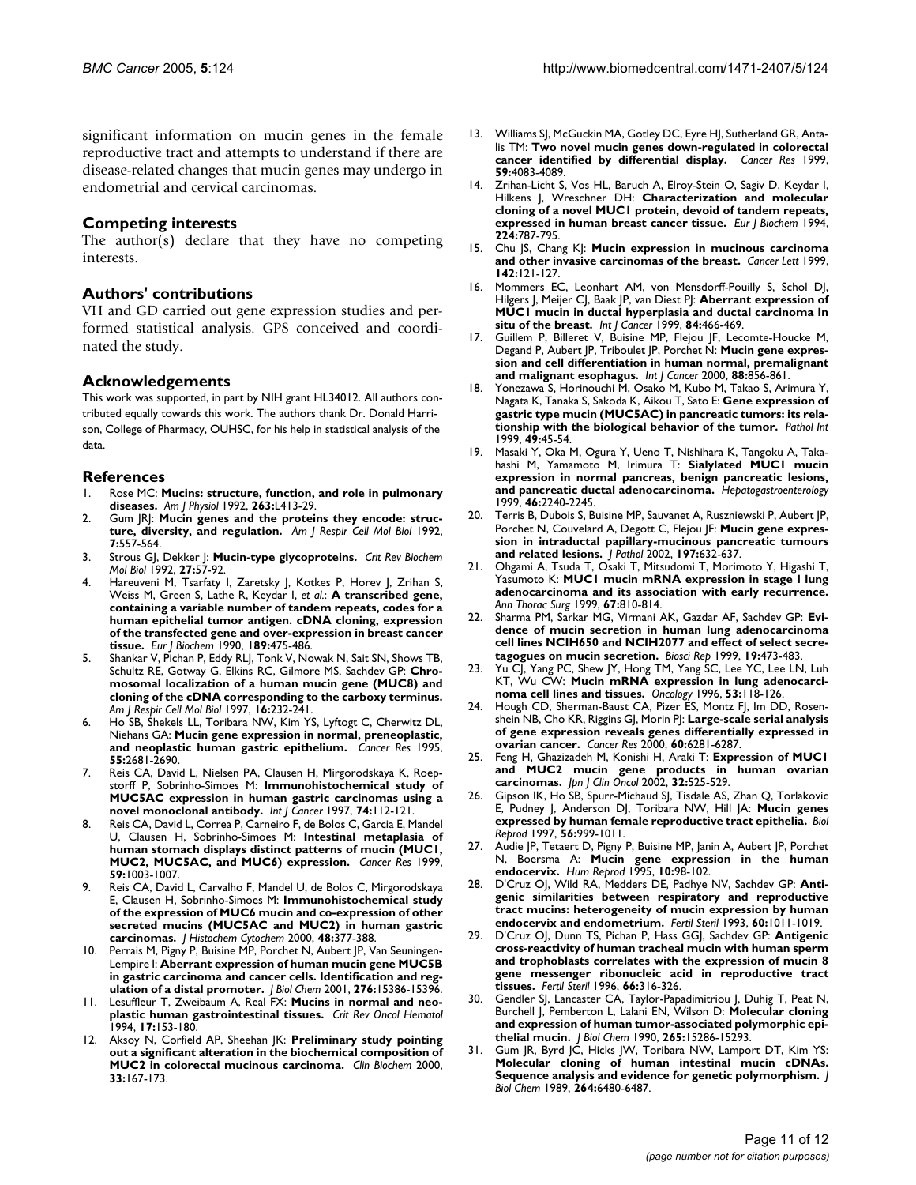significant information on mucin genes in the female reproductive tract and attempts to understand if there are disease-related changes that mucin genes may undergo in endometrial and cervical carcinomas.

## Competing interests

The author(s) declare that they have no competing interests.

## Authors' contributions

VH and GD carried out gene expression studies and performed statistical analysis. GPS conceived and coordinated the study.

## Acknowledgements

This work was supported, in part by NIH grant HL34012. All authors contributed equally towards this work. The authors thank Dr. Donald Harrison, College of Pharmacy, OUHSC, for his help in statistical analysis of the data.

## References

1. Rose MC: **Mucins: structure, function, and role in pulmonary diseases.** *Am J Physiol* 1992, **263:**L413-29.
2. Gum JRJ: **Mucin genes and the proteins they encode: structure, diversity, and regulation.** *Am J Respir Cell Mol Biol* 1992, **7:**557-564.
3. Strous GJ, Dekker J: **Mucin-type glycoproteins.** *Crit Rev Biochem Mol Biol* 1992, **27:**57-92.
4. Hareuveni M, Tsarfaty I, Zaretsky J, Kotkes P, Horev J, Zrihan S, Weiss M, Green S, Lathe R, Keydar I, *et al.*: **A transcribed gene, containing a variable number of tandem repeats, codes for a human epithelial tumor antigen. cDNA cloning, expression of the transfected gene and over-expression in breast cancer tissue.** *Eur J Biochem* 1990, **189:**475-486.
5. Shankar V, Pichan P, Eddy RLJ, Tonk V, Nowak N, Sait SN, Shows TB, Schultz RE, Gotway G, Elkins RC, Gilmore MS, Sachdev GP: **Chromosomal localization of a human mucin gene (MUC8) and cloning of the cDNA corresponding to the carboxy terminus.** *Am J Respir Cell Mol Biol* 1997, **16:**232-241.
6. Ho SB, Shekels LL, Toribara NW, Kim YS, Lyftogt C, Cherwitz DL, Niehans GA: **Mucin gene expression in normal, preneoplastic, and neoplastic human gastric epithelium.** *Cancer Res* 1995, **55:**2681-2690.
7. Reis CA, David L, Nielsen PA, Clausen H, Mirgorodskaya K, Roepstorff P, Sobrinho-Simoes M: **Immunohistochemical study of MUC5AC expression in human gastric carcinomas using a novel monoclonal antibody.** *Int J Cancer* 1997, **74:**112-121.
8. Reis CA, David L, Correa P, Carneiro F, de Bolos C, Garcia E, Mandel U, Clausen H, Sobrinho-Simoes M: **Intestinal metaplasia of human stomach displays distinct patterns of mucin (MUC1, MUC2, MUC5AC, and MUC6) expression.** *Cancer Res* 1999, **59:**1003-1007.
9. Reis CA, David L, Carvalho F, Mandel U, de Bolos C, Mirgorodskaya E, Clausen H, Sobrinho-Simoes M: **Immunohistochemical study of the expression of MUC6 mucin and co-expression of other secreted mucins (MUC5AC and MUC2) in human gastric carcinomas.** *J Histochem Cytochem* 2000, **48:**377-388.
10. Perrais M, Pigny P, Buisine MP, Porchet N, Aubert JP, Van Seuningen-Lempire I: **Aberrant expression of human mucin gene MUC5B in gastric carcinoma and cancer cells. Identification and regulation of a distal promoter.** *J Biol Chem* 2001, **276:**15386-15396.
11. Lesuffleur T, Zweibaum A, Real FX: **Mucins in normal and neoplastic human gastrointestinal tissues.** *Crit Rev Oncol Hematol* 1994, **17:**153-180.
12. Aksoy N, Corfield AP, Sheehan JK: **Preliminary study pointing out a significant alteration in the biochemical composition of MUC2 in colorectal mucinous carcinoma.** *Clin Biochem* 2000, **33:**167-173.
13. Williams SJ, McGuckin MA, Gotley DC, Eyre HJ, Sutherland GR, Antalis TM: **Two novel mucin genes down-regulated in colorectal cancer identified by differential display.** *Cancer Res* 1999, **59:**4083-4089.
14. Zrihan-Licht S, Vos HL, Baruch A, Elroy-Stein O, Sagiv D, Keydar I, Hilkens J, Wreschner DH: **Characterization and molecular cloning of a novel MUC1 protein, devoid of tandem repeats, expressed in human breast cancer tissue.** *Eur J Biochem* 1994, **224:**787-795.
15. Chu JS, Chang KJ: **Mucin expression in mucinous carcinoma and other invasive carcinomas of the breast.** *Cancer Lett* 1999, **142:**121-127.
16. Mommers EC, Leonhart AM, von Mensdorff-Pouilly S, Schol DJ, Hilgers J, Meijer CJ, Baak JP, van Diest PJ: **Aberrant expression of MUC1 mucin in ductal hyperplasia and ductal carcinoma In situ of the breast.** *Int J Cancer* 1999, **84:**466-469.
17. Guillem P, Billeret V, Buisine MP, Flejou JF, Lecomte-Houcke M, Degand P, Aubert JP, Triboulet JP, Porchet N: **Mucin gene expression and cell differentiation in human normal, premalignant and malignant esophagus.** *Int J Cancer* 2000, **88:**856-861.
18. Yonezawa S, Horinouchi M, Osako M, Kubo M, Takao S, Arimura Y, Nagata K, Tanaka S, Sakoda K, Aikou T, Sato E: **Gene expression of gastric type mucin (MUC5AC) in pancreatic tumors: its relationship with the biological behavior of the tumor.** *Pathol Int* 1999, **49:**45-54.
19. Masaki Y, Oka M, Ogura Y, Ueno T, Nishihara K, Tangoku A, Takahashi M, Yamamoto M, Irimura T: **Sialylated MUC1 mucin expression in normal pancreas, benign pancreatic lesions, and pancreatic ductal adenocarcinoma.** *Hepatogastroenterology* 1999, **46:**2240-2245.
20. Terris B, Dubois S, Buisine MP, Sauvanet A, Ruszniewski P, Aubert JP, Porchet N, Couvelard A, Degott C, Flejou JF: **Mucin gene expression in intraductal papillary-mucinous pancreatic tumours and related lesions.** *J Pathol* 2002, **197:**632-637.
21. Ohgami A, Tsuda T, Osaki T, Mitsudomi T, Morimoto Y, Higashi T, Yasumoto K: **MUC1 mucin mRNA expression in stage I lung adenocarcinoma and its association with early recurrence.** *Ann Thorac Surg* 1999, **67:**810-814.
22. Sharma PM, Sarkar MG, Virmani AK, Gazdar AF, Sachdev GP: **Evidence of mucin secretion in human lung adenocarcinoma cell lines NCIH650 and NCIH2077 and effect of select secretagogues on mucin secretion.** *Biosci Rep* 1999, **19:**473-483.
23. Yu CJ, Yang PC, Shew JY, Hong TM, Yang SC, Lee YC, Lee LN, Luh KT, Wu CW: **Mucin mRNA expression in lung adenocarcinoma cell lines and tissues.** *Oncology* 1996, **53:**118-126.
24. Hough CD, Sherman-Baust CA, Pizer ES, Montz FJ, Im DD, Rosenshein NB, Cho KR, Riggins GJ, Morin PJ: **Large-scale serial analysis of gene expression reveals genes differentially expressed in ovarian cancer.** *Cancer Res* 2000, **60:**6281-6287.
25. Feng H, Ghazizadeh M, Konishi H, Araki T: **Expression of MUC1 and MUC2 mucin gene products in human ovarian carcinomas.** *Jpn J Clin Oncol* 2002, **32:**525-529.
26. Gipson IK, Ho SB, Spurr-Michaud SJ, Tisdale AS, Zhan Q, Torlakovic E, Pudney J, Anderson DJ, Toribara NW, Hill JA: **Mucin genes expressed by human female reproductive tract epithelia.** *Biol Reprod* 1997, **56:**999-1011.
27. Audie JP, Tetaert D, Pigny P, Buisine MP, Janin A, Aubert JP, Porchet N, Boersma A: **Mucin gene expression in the human endocervix.** *Hum Reprod* 1995, **10:**98-102.
28. D'Cruz OJ, Wild RA, Medders DE, Padhye NV, Sachdev GP: **Antigenic similarities between respiratory and reproductive tract mucins: heterogeneity of mucin expression by human endocervix and endometrium.** *Fertil Steril* 1993, **60:**1011-1019.
29. D'Cruz OJ, Dunn TS, Pichan P, Hass GGJ, Sachdev GP: **Antigenic cross-reactivity of human tracheal mucin with human sperm and trophoblasts correlates with the expression of mucin 8 gene messenger ribonucleic acid in reproductive tract tissues.** *Fertil Steril* 1996, **66:**316-326.
30. Gendler SJ, Lancaster CA, Taylor-Papadimitriou J, Duhig T, Peat N, Burchell J, Pemberton L, Lalani EN, Wilson D: **Molecular cloning and expression of human tumor-associated polymorphic epithelial mucin.** *J Biol Chem* 1990, **265:**15286-15293.
31. Gum JR, Byrd JC, Hicks JW, Toribara NW, Lamport DT, Kim YS: **Molecular cloning of human intestinal mucin cDNAs. Sequence analysis and evidence for genetic polymorphism.** *J Biol Chem* 1989, **264:**6480-6487.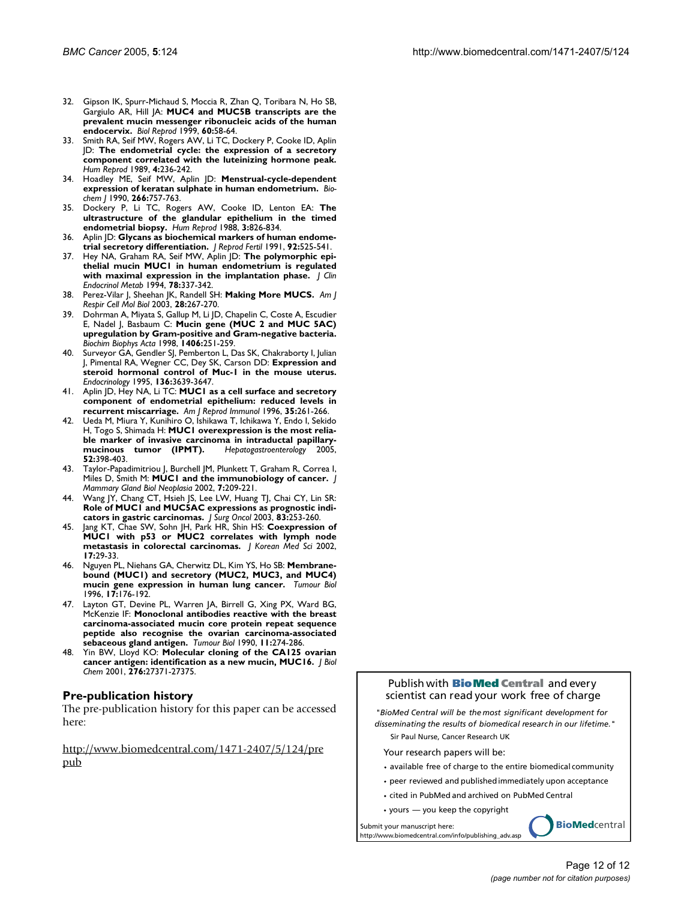32. Gipson IK, Spurr-Michaud S, Moccia R, Zhan Q, Toribara N, Ho SB, Gargiulo AR, Hill JA: **MUC4 and MUC5B transcripts are the prevalent mucin messenger ribonucleic acids of the human endocervix.** *Biol Reprod* 1999, **60:**58-64.
33. Smith RA, Seif MW, Rogers AW, Li TC, Dockery P, Cooke ID, Aplin JD: **The endometrial cycle: the expression of a secretory component correlated with the luteinizing hormone peak.** *Hum Reprod* 1989, **4:**236-242.
34. Hoadley ME, Seif MW, Aplin JD: **Menstrual-cycle-dependent expression of keratan sulphate in human endometrium.** *Biochem J* 1990, **266:**757-763.
35. Dockery P, Li TC, Rogers AW, Cooke ID, Lenton EA: **The ultrastructure of the glandular epithelium in the timed endometrial biopsy.** *Hum Reprod* 1988, **3:**826-834.
36. Aplin JD: **Glycans as biochemical markers of human endometrial secretory differentiation.** *J Reprod Fertil* 1991, **92:**525-541.
37. Hey NA, Graham RA, Seif MW, Aplin JD: **The polymorphic epithelial mucin MUC1 in human endometrium is regulated with maximal expression in the implantation phase.** *J Clin Endocrinol Metab* 1994, **78:**337-342.
38. Perez-Vilar J, Sheehan JK, Randell SH: **Making More MUCS.** *Am J Respir Cell Mol Biol* 2003, **28:**267-270.
39. Dohrman A, Miyata S, Gallup M, Li JD, Chapelin C, Coste A, Escudier E, Nadel J, Basbaum C: **Mucin gene (MUC 2 and MUC 5AC) upregulation by Gram-positive and Gram-negative bacteria.** *Biochim Biophys Acta* 1998, **1406:**251-259.
40. Surveyor GA, Gendler SJ, Pemberton L, Das SK, Chakraborty I, Julian J, Pimental RA, Wegner CC, Dey SK, Carson DD: **Expression and steroid hormonal control of Muc-1 in the mouse uterus.** *Endocrinology* 1995, **136:**3639-3647.
41. Aplin JD, Hey NA, Li TC: **MUC1 as a cell surface and secretory component of endometrial epithelium: reduced levels in recurrent miscarriage.** *Am J Reprod Immunol* 1996, **35:**261-266.
42. Ueda M, Miura Y, Kunihiro O, Ishikawa T, Ichikawa Y, Endo I, Sekido H, Togo S, Shimada H: **MUC1 overexpression is the most reliable marker of invasive carcinoma in intraductal papillary-mucinous tumor (IPMT).** *Hepatogastroenterology* 2005, **52:**398-403.
43. Taylor-Papadimitriou J, Burchell JM, Plunkett T, Graham R, Correa I, Miles D, Smith M: **MUC1 and the immunobiology of cancer.** *J Mammary Gland Biol Neoplasia* 2002, **7:**209-221.
44. Wang JY, Chang CT, Hsieh JS, Lee LW, Huang TJ, Chai CY, Lin SR: **Role of MUC1 and MUC5AC expressions as prognostic indicators in gastric carcinomas.** *J Surg Oncol* 2003, **83:**253-260.
45. Jang KT, Chae SW, Sohn JH, Park HR, Shin HS: **Coexpression of MUC1 with p53 or MUC2 correlates with lymph node metastasis in colorectal carcinomas.** *J Korean Med Sci* 2002, **17:**29-33.
46. Nguyen PL, Niehans GA, Cherwitz DL, Kim YS, Ho SB: **Membrane-bound (MUC1) and secretory (MUC2, MUC3, and MUC4) mucin gene expression in human lung cancer.** *Tumour Biol* 1996, **17:**176-192.
47. Layton GT, Devine PL, Warren JA, Birrell G, Xing PX, Ward BG, McKenzie IF: **Monoclonal antibodies reactive with the breast carcinoma-associated mucin core protein repeat sequence peptide also recognise the ovarian carcinoma-associated sebaceous gland antigen.** *Tumour Biol* 1990, **11:**274-286.
48. Yin BW, Lloyd KO: **Molecular cloning of the CA125 ovarian cancer antigen: identification as a new mucin, MUC16.** *J Biol Chem* 2001, **276:**27371-27375.

## Pre-publication history

The pre-publication history for this paper can be accessed here:

http://www.biomedcentral.com/1471-2407/5/124/prepub

Publish with **BioMed Central** and every scientist can read your work free of charge

*"BioMed Central will be the most significant development for disseminating the results of biomedical research in our lifetime."*

Sir Paul Nurse, Cancer Research UK

Your research papers will be:

- available free of charge to the entire biomedical community
- peer reviewed and published immediately upon acceptance
- cited in PubMed and archived on PubMed Central
- yours — you keep the copyright

Submit your manuscript here:
http://www.biomedcentral.com/info/publishing_adv.asp

BioMedcentral